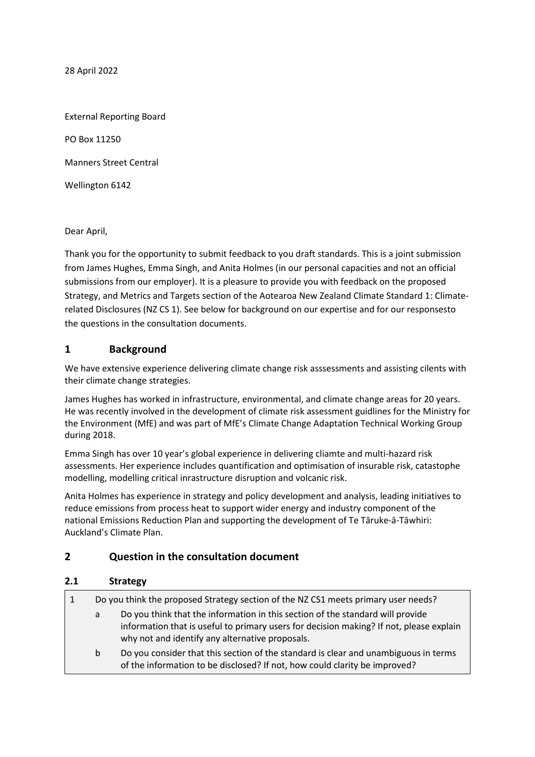28 April 2022

External Reporting Board

PO Box 11250

Manners Street Central

Wellington 6142

Dear April,

Thank you for the opportunity to submit feedback to you draft standards. This is a joint submission from James Hughes, Emma Singh, and Anita Holmes (in our personal capacities and not an official submissions from our employer). It is a pleasure to provide you with feedback on the proposed Strategy, and Metrics and Targets section of the Aotearoa New Zealand Climate Standard 1: Climate-related Disclosures (NZ CS 1). See below for background on our expertise and for our responsesto the questions in the consultation documents.

## 1 Background

We have extensive experience delivering climate change risk asssessments and assisting cilents with their climate change strategies.

James Hughes has worked in infrastructure, environmental, and climate change areas for 20 years. He was recently involved in the development of climate risk assessment guidlines for the Ministry for the Environment (MfE) and was part of MfE's Climate Change Adaptation Technical Working Group during 2018.

Emma Singh has over 10 year's global experience in delivering cliamte and multi-hazard risk assessments. Her experience includes quantification and optimisation of insurable risk, catastophe modelling, modelling critical inrastructure disruption and volcanic risk.

Anita Holmes has experience in strategy and policy development and analysis, leading initiatives to reduce emissions from process heat to support wider energy and industry component of the national Emissions Reduction Plan and supporting the development of Te Tāruke-ā-Tāwhiri: Auckland's Climate Plan.

## 2 Question in the consultation document

### 2.1 Strategy

| | | |
|---|---|---|
| 1 | | Do you think the proposed Strategy section of the NZ CS1 meets primary user needs? |
| | a | Do you think that the information in this section of the standard will provide information that is useful to primary users for decision making? If not, please explain why not and identify any alternative proposals. |
| | b | Do you consider that this section of the standard is clear and unambiguous in terms of the information to be disclosed? If not, how could clarity be improved? |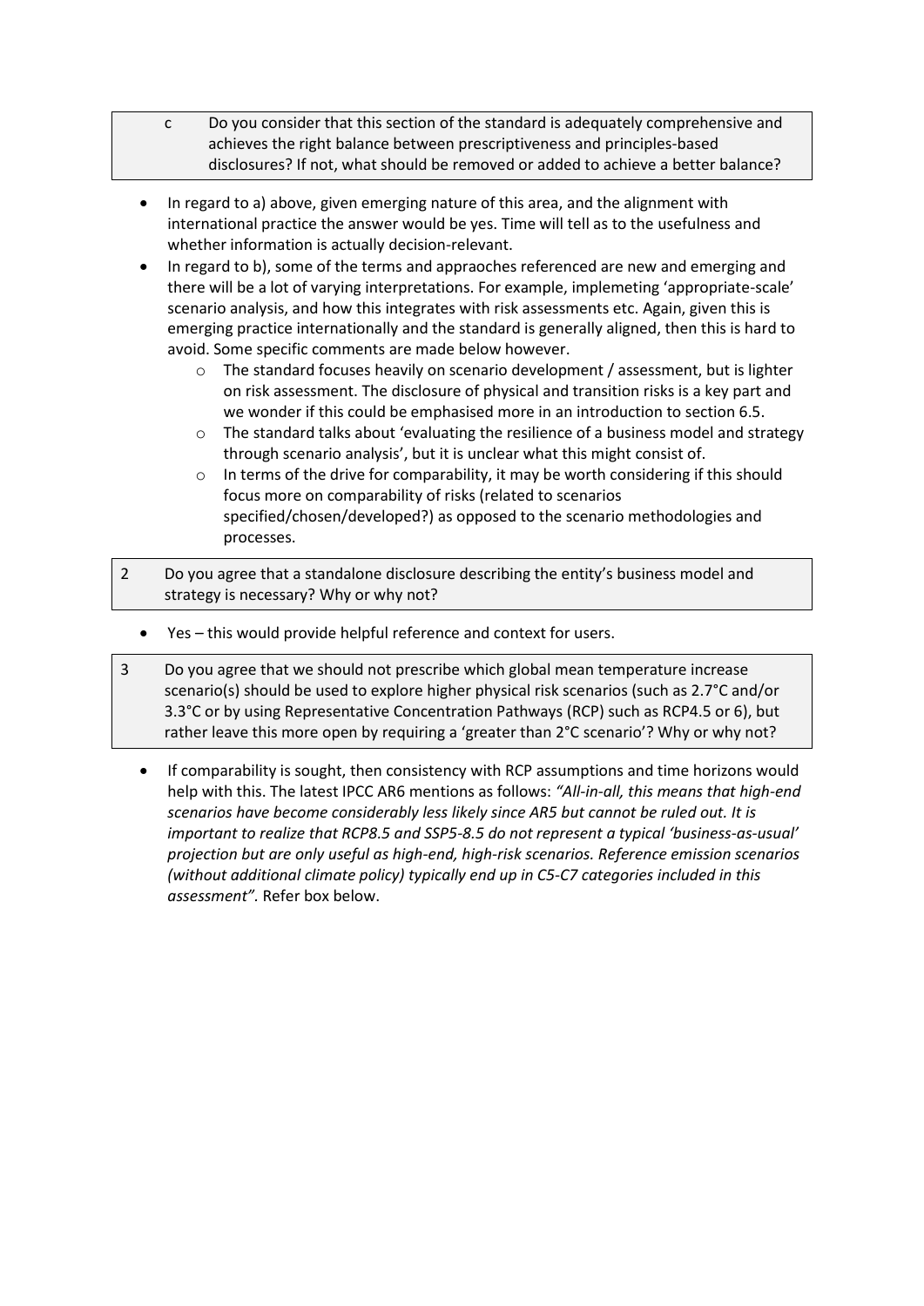| c | Do you consider that this section of the standard is adequately comprehensive and achieves the right balance between prescriptiveness and principles-based disclosures? If not, what should be removed or added to achieve a better balance? |
|---|---|

- In regard to a) above, given emerging nature of this area, and the alignment with international practice the answer would be yes. Time will tell as to the usefulness and whether information is actually decision-relevant.
- In regard to b), some of the terms and appraoches referenced are new and emerging and there will be a lot of varying interpretations. For example, implemeting 'appropriate-scale' scenario analysis, and how this integrates with risk assessments etc. Again, given this is emerging practice internationally and the standard is generally aligned, then this is hard to avoid. Some specific comments are made below however.
    - The standard focuses heavily on scenario development / assessment, but is lighter on risk assessment. The disclosure of physical and transition risks is a key part and we wonder if this could be emphasised more in an introduction to section 6.5.
    - The standard talks about 'evaluating the resilience of a business model and strategy through scenario analysis', but it is unclear what this might consist of.
    - In terms of the drive for comparability, it may be worth considering if this should focus more on comparability of risks (related to scenarios specified/chosen/developed?) as opposed to the scenario methodologies and processes.

| 2 | Do you agree that a standalone disclosure describing the entity's business model and strategy is necessary? Why or why not? |
|---|---|

- Yes – this would provide helpful reference and context for users.

| 3 | Do you agree that we should not prescribe which global mean temperature increase scenario(s) should be used to explore higher physical risk scenarios (such as 2.7°C and/or 3.3°C or by using Representative Concentration Pathways (RCP) such as RCP4.5 or 6), but rather leave this more open by requiring a 'greater than 2°C scenario'? Why or why not? |
|---|---|

- If comparability is sought, then consistency with RCP assumptions and time horizons would help with this. The latest IPCC AR6 mentions as follows: *"All-in-all, this means that high-end scenarios have become considerably less likely since AR5 but cannot be ruled out. It is important to realize that RCP8.5 and SSP5-8.5 do not represent a typical 'business-as-usual' projection but are only useful as high-end, high-risk scenarios. Reference emission scenarios (without additional climate policy) typically end up in C5-C7 categories included in this assessment".* Refer box below.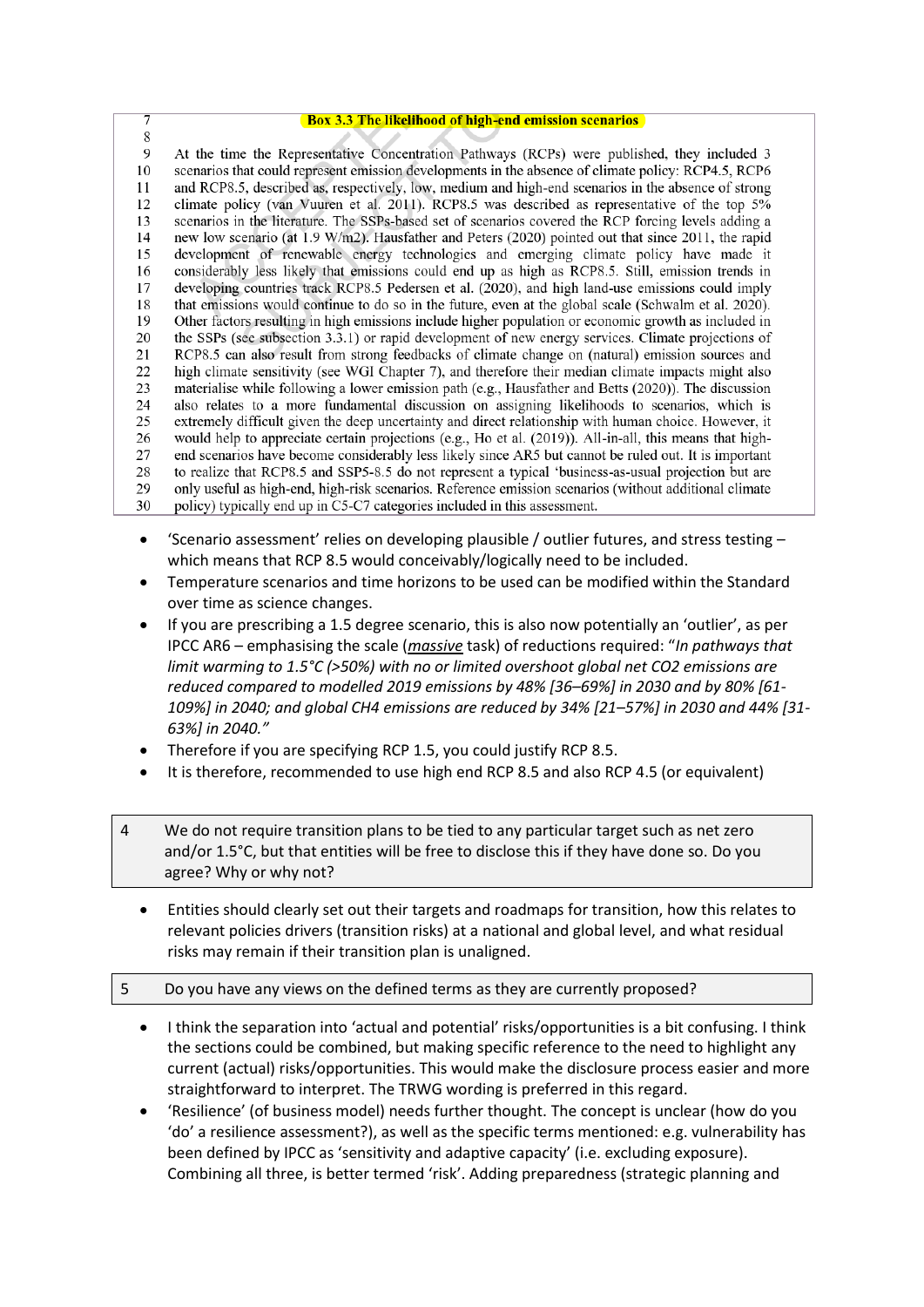**Box 3.3 The likelihood of high-end emission scenarios**

At the time the Representative Concentration Pathways (RCPs) were published, they included 3 scenarios that could represent emission developments in the absence of climate policy: RCP4.5, RCP6 and RCP8.5, described as, respectively, low, medium and high-end scenarios in the absence of strong climate policy (van Vuuren et al. 2011). RCP8.5 was described as representative of the top 5% scenarios in the literature. The SSPs-based set of scenarios covered the RCP forcing levels adding a new low scenario (at 1.9 W/m2). Hausfather and Peters (2020) pointed out that since 2011, the rapid development of renewable energy technologies and emerging climate policy have made it considerably less likely that emissions could end up as high as RCP8.5. Still, emission trends in developing countries track RCP8.5 Pedersen et al. (2020), and high land-use emissions could imply that emissions would continue to do so in the future, even at the global scale (Schwalm et al. 2020). Other factors resulting in high emissions include higher population or economic growth as included in the SSPs (see subsection 3.3.1) or rapid development of new energy services. Climate projections of RCP8.5 can also result from strong feedbacks of climate change on (natural) emission sources and high climate sensitivity (see WGI Chapter 7), and therefore their median climate impacts might also materialise while following a lower emission path (e.g., Hausfather and Betts (2020)). The discussion also relates to a more fundamental discussion on assigning likelihoods to scenarios, which is extremely difficult given the deep uncertainty and direct relationship with human choice. However, it would help to appreciate certain projections (e.g., Ho et al. (2019)). All-in-all, this means that high-end scenarios have become considerably less likely since AR5 but cannot be ruled out. It is important to realize that RCP8.5 and SSP5-8.5 do not represent a typical 'business-as-usual projection but are only useful as high-end, high-risk scenarios. Reference emission scenarios (without additional climate policy) typically end up in C5-C7 categories included in this assessment.

- 'Scenario assessment' relies on developing plausible / outlier futures, and stress testing – which means that RCP 8.5 would conceivably/logically need to be included.
- Temperature scenarios and time horizons to be used can be modified within the Standard over time as science changes.
- If you are prescribing a 1.5 degree scenario, this is also now potentially an 'outlier', as per IPCC AR6 – emphasising the scale (***massive*** task) of reductions required: "*In pathways that limit warming to 1.5°C (>50%) with no or limited overshoot global net CO2 emissions are reduced compared to modelled 2019 emissions by 48% [36–69%] in 2030 and by 80% [61-109%] in 2040; and global CH4 emissions are reduced by 34% [21–57%] in 2030 and 44% [31-63%] in 2040.*"
- Therefore if you are specifying RCP 1.5, you could justify RCP 8.5.
- It is therefore, recommended to use high end RCP 8.5 and also RCP 4.5 (or equivalent)

| 4 | We do not require transition plans to be tied to any particular target such as net zero and/or 1.5°C, but that entities will be free to disclose this if they have done so. Do you agree? Why or why not? |
|---|---|

- Entities should clearly set out their targets and roadmaps for transition, how this relates to relevant policies drivers (transition risks) at a national and global level, and what residual risks may remain if their transition plan is unaligned.

| 5 | Do you have any views on the defined terms as they are currently proposed? |
|---|---|

- I think the separation into 'actual and potential' risks/opportunities is a bit confusing. I think the sections could be combined, but making specific reference to the need to highlight any current (actual) risks/opportunities. This would make the disclosure process easier and more straightforward to interpret. The TRWG wording is preferred in this regard.
- 'Resilience' (of business model) needs further thought. The concept is unclear (how do you 'do' a resilience assessment?), as well as the specific terms mentioned: e.g. vulnerability has been defined by IPCC as 'sensitivity and adaptive capacity' (i.e. excluding exposure). Combining all three, is better termed 'risk'. Adding preparedness (strategic planning and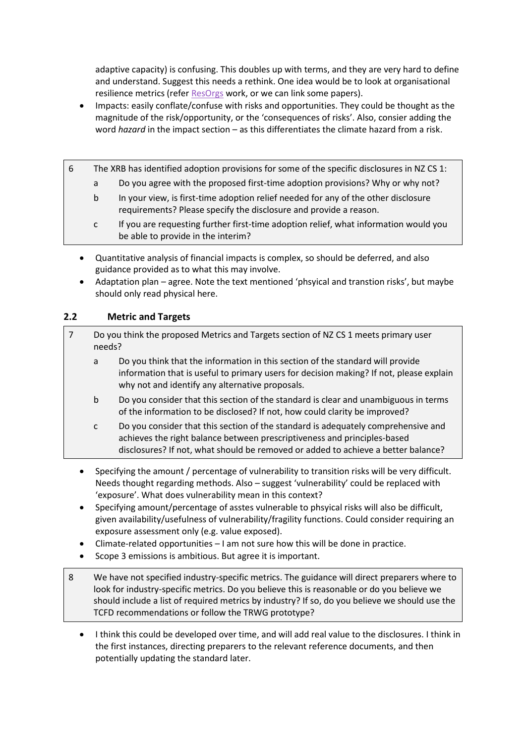adaptive capacity) is confusing. This doubles up with terms, and they are very hard to define and understand. Suggest this needs a rethink. One idea would be to look at organisational resilience metrics (refer ResOrgs work, or we can link some papers).

- Impacts: easily conflate/confuse with risks and opportunities. They could be thought as the magnitude of the risk/opportunity, or the 'consequences of risks'. Also, consier adding the word *hazard* in the impact section – as this differentiates the climate hazard from a risk.

| 6 | The XRB has identified adoption provisions for some of the specific disclosures in NZ CS 1: |
|---|---|
| | a Do you agree with the proposed first-time adoption provisions? Why or why not? |
| | b In your view, is first-time adoption relief needed for any of the other disclosure requirements? Please specify the disclosure and provide a reason. |
| | c If you are requesting further first-time adoption relief, what information would you be able to provide in the interim? |

- Quantitative analysis of financial impacts is complex, so should be deferred, and also guidance provided as to what this may involve.
- Adaptation plan – agree. Note the text mentioned 'phsyical and transtion risks', but maybe should only read physical here.

## 2.2 Metric and Targets

| 7 | Do you think the proposed Metrics and Targets section of NZ CS 1 meets primary user needs? |
|---|---|
| | a Do you think that the information in this section of the standard will provide information that is useful to primary users for decision making? If not, please explain why not and identify any alternative proposals. |
| | b Do you consider that this section of the standard is clear and unambiguous in terms of the information to be disclosed? If not, how could clarity be improved? |
| | c Do you consider that this section of the standard is adequately comprehensive and achieves the right balance between prescriptiveness and principles-based disclosures? If not, what should be removed or added to achieve a better balance? |

- Specifying the amount / percentage of vulnerability to transition risks will be very difficult. Needs thought regarding methods. Also – suggest 'vulnerability' could be replaced with 'exposure'. What does vulnerability mean in this context?
- Specifying amount/percentage of asstes vulnerable to phsyical risks will also be difficult, given availability/usefulness of vulnerability/fragility functions. Could consider requiring an exposure assessment only (e.g. value exposed).
- Climate-related opportunities – I am not sure how this will be done in practice.
- Scope 3 emissions is ambitious. But agree it is important.

| 8 | We have not specified industry-specific metrics. The guidance will direct preparers where to look for industry-specific metrics. Do you believe this is reasonable or do you believe we should include a list of required metrics by industry? If so, do you believe we should use the TCFD recommendations or follow the TRWG prototype? |
|---|---|

- I think this could be developed over time, and will add real value to the disclosures. I think in the first instances, directing preparers to the relevant reference documents, and then potentially updating the standard later.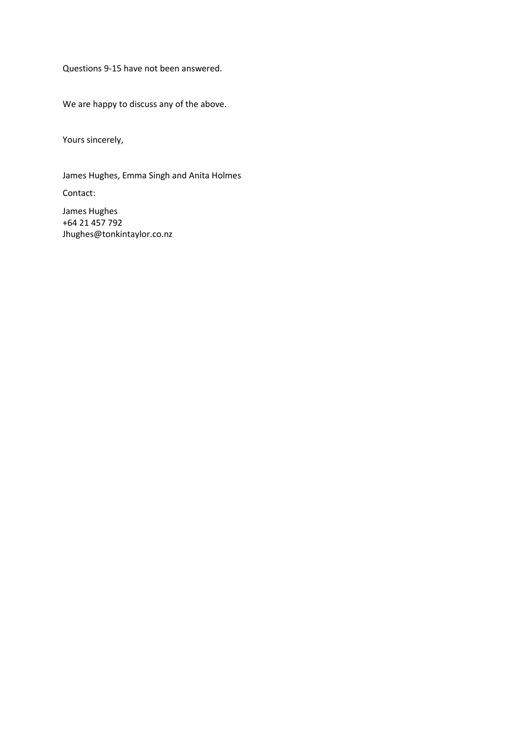Questions 9-15 have not been answered.

We are happy to discuss any of the above.

Yours sincerely,

James Hughes, Emma Singh and Anita Holmes

Contact:

James Hughes  
+64 21 457 792  
Jhughes@tonkintaylor.co.nz